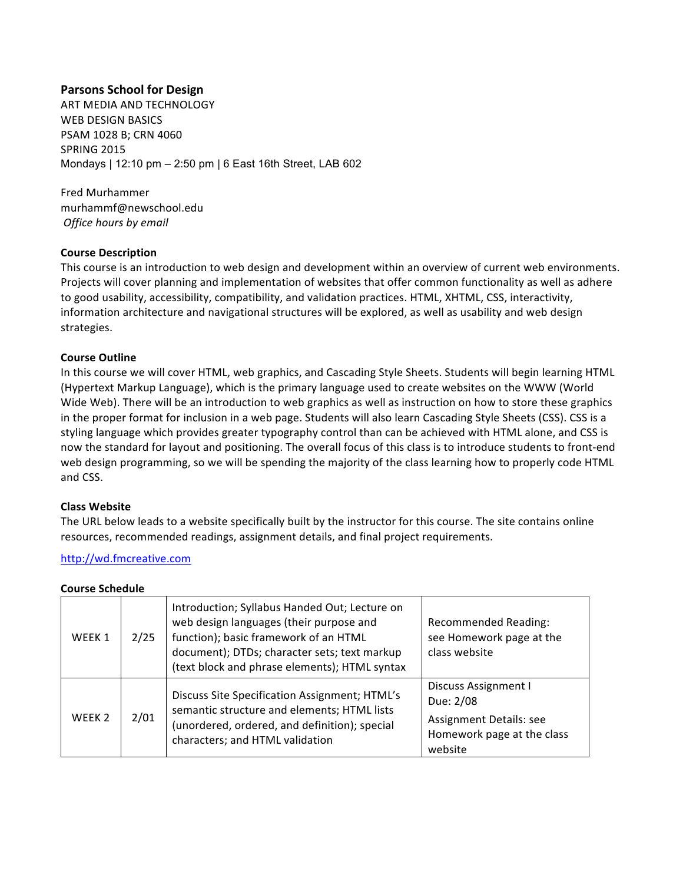**Parsons School for Design**

ART MEDIA AND TECHNOLOGY
WEB DESIGN BASICS
PSAM 1028 B; CRN 4060
SPRING 2015
Mondays | 12:10 pm – 2:50 pm | 6 East 16th Street, LAB 602

Fred Murhammer
murhammf@newschool.edu
*Office hours by email*

**Course Description**

This course is an introduction to web design and development within an overview of current web environments. Projects will cover planning and implementation of websites that offer common functionality as well as adhere to good usability, accessibility, compatibility, and validation practices. HTML, XHTML, CSS, interactivity, information architecture and navigational structures will be explored, as well as usability and web design strategies.

**Course Outline**

In this course we will cover HTML, web graphics, and Cascading Style Sheets. Students will begin learning HTML (Hypertext Markup Language), which is the primary language used to create websites on the WWW (World Wide Web). There will be an introduction to web graphics as well as instruction on how to store these graphics in the proper format for inclusion in a web page. Students will also learn Cascading Style Sheets (CSS). CSS is a styling language which provides greater typography control than can be achieved with HTML alone, and CSS is now the standard for layout and positioning. The overall focus of this class is to introduce students to front-end web design programming, so we will be spending the majority of the class learning how to properly code HTML and CSS.

**Class Website**

The URL below leads to a website specifically built by the instructor for this course. The site contains online resources, recommended readings, assignment details, and final project requirements.

http://wd.fmcreative.com

**Course Schedule**

| | | | |
|---|---|---|---|
| WEEK 1 | 2/25 | Introduction; Syllabus Handed Out; Lecture on web design languages (their purpose and function); basic framework of an HTML document); DTDs; character sets; text markup (text block and phrase elements); HTML syntax | Recommended Reading: see Homework page at the class website |
| WEEK 2 | 2/01 | Discuss Site Specification Assignment; HTML's semantic structure and elements; HTML lists (unordered, ordered, and definition); special characters; and HTML validation | Discuss Assignment I Due: 2/08<br>Assignment Details: see Homework page at the class website |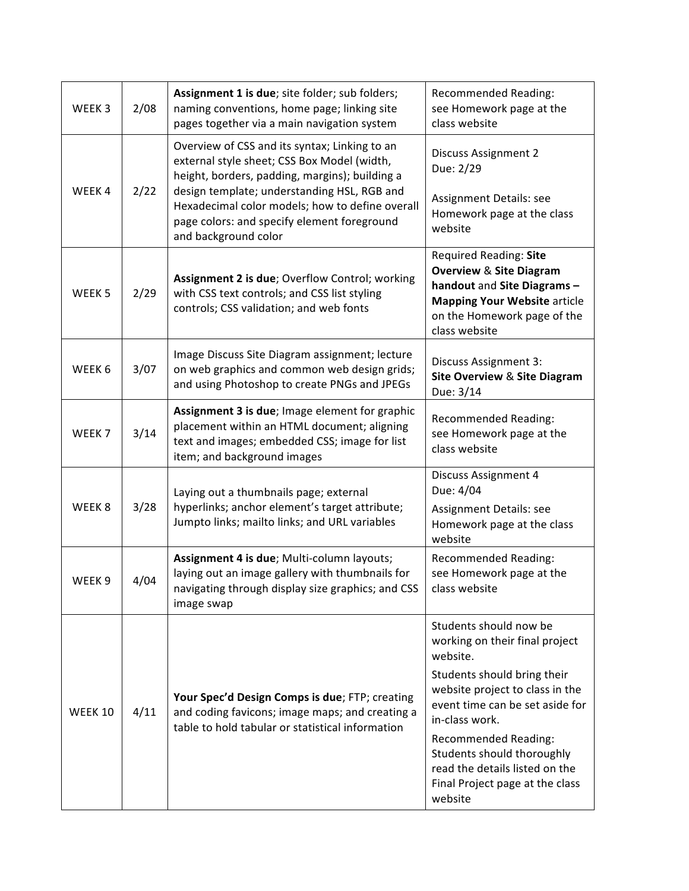| WEEK 3 | 2/08 | **Assignment 1 is due**; site folder; sub folders; naming conventions, home page; linking site pages together via a main navigation system | Recommended Reading: see Homework page at the class website |
|---|---|---|---|
| WEEK 4 | 2/22 | Overview of CSS and its syntax; Linking to an external style sheet; CSS Box Model (width, height, borders, padding, margins); building a design template; understanding HSL, RGB and Hexadecimal color models; how to define overall page colors: and specify element foreground and background color | Discuss Assignment 2 Due: 2/29<br><br>Assignment Details: see Homework page at the class website |
| WEEK 5 | 2/29 | **Assignment 2 is due**; Overflow Control; working with CSS text controls; and CSS list styling controls; CSS validation; and web fonts | Required Reading: **Site Overview** & **Site Diagram handout** and **Site Diagrams – Mapping Your Website** article on the Homework page of the class website |
| WEEK 6 | 3/07 | Image Discuss Site Diagram assignment; lecture on web graphics and common web design grids; and using Photoshop to create PNGs and JPEGs | Discuss Assignment 3: **Site Overview** & **Site Diagram** Due: 3/14 |
| WEEK 7 | 3/14 | **Assignment 3 is due**; Image element for graphic placement within an HTML document; aligning text and images; embedded CSS; image for list item; and background images | Recommended Reading: see Homework page at the class website |
| WEEK 8 | 3/28 | Laying out a thumbnails page; external hyperlinks; anchor element's target attribute; Jumpto links; mailto links; and URL variables | Discuss Assignment 4 Due: 4/04<br><br>Assignment Details: see Homework page at the class website |
| WEEK 9 | 4/04 | **Assignment 4 is due**; Multi-column layouts; laying out an image gallery with thumbnails for navigating through display size graphics; and CSS image swap | Recommended Reading: see Homework page at the class website |
| WEEK 10 | 4/11 | **Your Spec'd Design Comps is due**; FTP; creating and coding favicons; image maps; and creating a table to hold tabular or statistical information | Students should now be working on their final project website.<br><br>Students should bring their website project to class in the event time can be set aside for in-class work.<br><br>Recommended Reading: Students should thoroughly read the details listed on the Final Project page at the class website |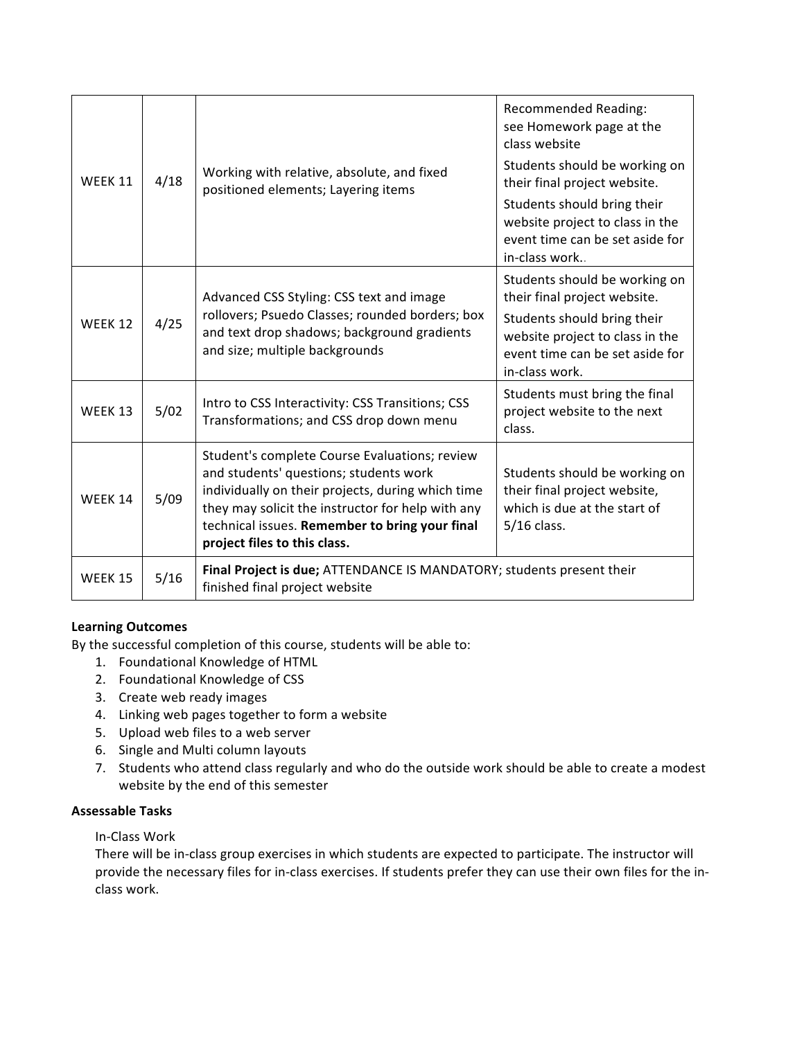| WEEK 11 | 4/18 | Working with relative, absolute, and fixed positioned elements; Layering items | Recommended Reading: see Homework page at the class website<br>Students should be working on their final project website.<br>Students should bring their website project to class in the event time can be set aside for in-class work.. |
|---|---|---|---|
| WEEK 12 | 4/25 | Advanced CSS Styling: CSS text and image rollovers; Psuedo Classes; rounded borders; box and text drop shadows; background gradients and size; multiple backgrounds | Students should be working on their final project website.<br>Students should bring their website project to class in the event time can be set aside for in-class work. |
| WEEK 13 | 5/02 | Intro to CSS Interactivity: CSS Transitions; CSS Transformations; and CSS drop down menu | Students must bring the final project website to the next class. |
| WEEK 14 | 5/09 | Student's complete Course Evaluations; review and students' questions; students work individually on their projects, during which time they may solicit the instructor for help with any technical issues. **Remember to bring your final project files to this class.** | Students should be working on their final project website, which is due at the start of 5/16 class. |
| WEEK 15 | 5/16 | **Final Project is due;** ATTENDANCE IS MANDATORY; students present their finished final project website | |

**Learning Outcomes**

By the successful completion of this course, students will be able to:

1. Foundational Knowledge of HTML
2. Foundational Knowledge of CSS
3. Create web ready images
4. Linking web pages together to form a website
5. Upload web files to a web server
6. Single and Multi column layouts
7. Students who attend class regularly and who do the outside work should be able to create a modest website by the end of this semester

**Assessable Tasks**

In-Class Work

There will be in-class group exercises in which students are expected to participate. The instructor will provide the necessary files for in-class exercises. If students prefer they can use their own files for the in-class work.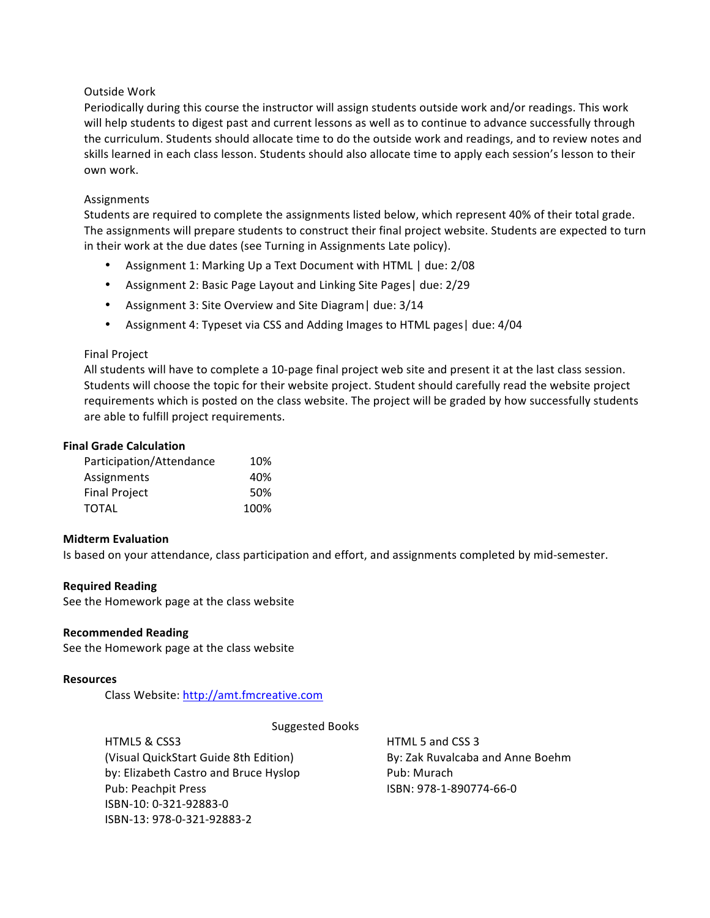### Outside Work

Periodically during this course the instructor will assign students outside work and/or readings. This work will help students to digest past and current lessons as well as to continue to advance successfully through the curriculum. Students should allocate time to do the outside work and readings, and to review notes and skills learned in each class lesson. Students should also allocate time to apply each session's lesson to their own work.

### Assignments

Students are required to complete the assignments listed below, which represent 40% of their total grade. The assignments will prepare students to construct their final project website. Students are expected to turn in their work at the due dates (see Turning in Assignments Late policy).

- Assignment 1: Marking Up a Text Document with HTML | due: 2/08
- Assignment 2: Basic Page Layout and Linking Site Pages| due: 2/29
- Assignment 3: Site Overview and Site Diagram| due: 3/14
- Assignment 4: Typeset via CSS and Adding Images to HTML pages| due: 4/04

### Final Project

All students will have to complete a 10-page final project web site and present it at the last class session. Students will choose the topic for their website project. Student should carefully read the website project requirements which is posted on the class website. The project will be graded by how successfully students are able to fulfill project requirements.

## Final Grade Calculation

| | |
|---|---|
| Participation/Attendance | 10% |
| Assignments | 40% |
| Final Project | 50% |
| TOTAL | 100% |

## Midterm Evaluation

Is based on your attendance, class participation and effort, and assignments completed by mid-semester.

## Required Reading

See the Homework page at the class website

## Recommended Reading

See the Homework page at the class website

## Resources

Class Website: http://amt.fmcreative.com

Suggested Books

HTML5 & CSS3
(Visual QuickStart Guide 8th Edition)
by: Elizabeth Castro and Bruce Hyslop
Pub: Peachpit Press
ISBN-10: 0-321-92883-0
ISBN-13: 978-0-321-92883-2

HTML 5 and CSS 3
By: Zak Ruvalcaba and Anne Boehm
Pub: Murach
ISBN: 978-1-890774-66-0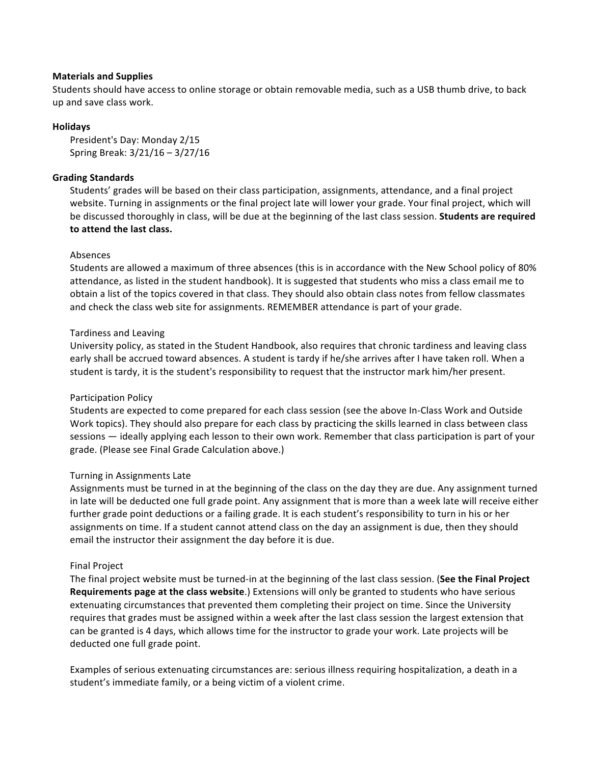**Materials and Supplies**

Students should have access to online storage or obtain removable media, such as a USB thumb drive, to back up and save class work.

**Holidays**

President's Day: Monday 2/15
Spring Break: 3/21/16 – 3/27/16

**Grading Standards**

Students' grades will be based on their class participation, assignments, attendance, and a final project website. Turning in assignments or the final project late will lower your grade. Your final project, which will be discussed thoroughly in class, will be due at the beginning of the last class session. **Students are required to attend the last class.**

Absences

Students are allowed a maximum of three absences (this is in accordance with the New School policy of 80% attendance, as listed in the student handbook). It is suggested that students who miss a class email me to obtain a list of the topics covered in that class. They should also obtain class notes from fellow classmates and check the class web site for assignments. REMEMBER attendance is part of your grade.

Tardiness and Leaving

University policy, as stated in the Student Handbook, also requires that chronic tardiness and leaving class early shall be accrued toward absences. A student is tardy if he/she arrives after I have taken roll. When a student is tardy, it is the student's responsibility to request that the instructor mark him/her present.

Participation Policy

Students are expected to come prepared for each class session (see the above In-Class Work and Outside Work topics). They should also prepare for each class by practicing the skills learned in class between class sessions — ideally applying each lesson to their own work. Remember that class participation is part of your grade. (Please see Final Grade Calculation above.)

Turning in Assignments Late

Assignments must be turned in at the beginning of the class on the day they are due. Any assignment turned in late will be deducted one full grade point. Any assignment that is more than a week late will receive either further grade point deductions or a failing grade. It is each student's responsibility to turn in his or her assignments on time. If a student cannot attend class on the day an assignment is due, then they should email the instructor their assignment the day before it is due.

Final Project

The final project website must be turned-in at the beginning of the last class session. (**See the Final Project Requirements page at the class website**.) Extensions will only be granted to students who have serious extenuating circumstances that prevented them completing their project on time. Since the University requires that grades must be assigned within a week after the last class session the largest extension that can be granted is 4 days, which allows time for the instructor to grade your work. Late projects will be deducted one full grade point.

Examples of serious extenuating circumstances are: serious illness requiring hospitalization, a death in a student's immediate family, or a being victim of a violent crime.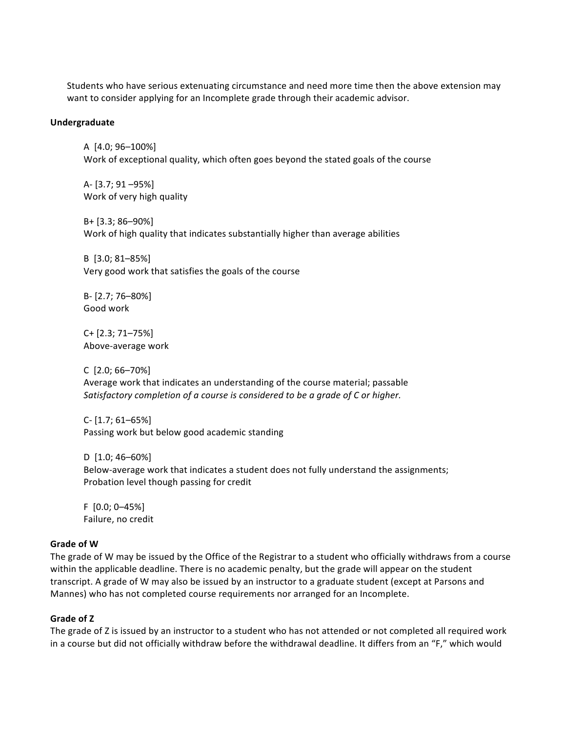Students who have serious extenuating circumstance and need more time then the above extension may want to consider applying for an Incomplete grade through their academic advisor.

**Undergraduate**

A [4.0; 96–100%]
Work of exceptional quality, which often goes beyond the stated goals of the course

A- [3.7; 91 –95%]
Work of very high quality

B+ [3.3; 86–90%]
Work of high quality that indicates substantially higher than average abilities

B [3.0; 81–85%]
Very good work that satisfies the goals of the course

B- [2.7; 76–80%]
Good work

C+ [2.3; 71–75%]
Above-average work

C [2.0; 66–70%]
Average work that indicates an understanding of the course material; passable
*Satisfactory completion of a course is considered to be a grade of C or higher.*

C- [1.7; 61–65%]
Passing work but below good academic standing

D [1.0; 46–60%]
Below-average work that indicates a student does not fully understand the assignments;
Probation level though passing for credit

F [0.0; 0–45%]
Failure, no credit

**Grade of W**

The grade of W may be issued by the Office of the Registrar to a student who officially withdraws from a course within the applicable deadline. There is no academic penalty, but the grade will appear on the student transcript. A grade of W may also be issued by an instructor to a graduate student (except at Parsons and Mannes) who has not completed course requirements nor arranged for an Incomplete.

**Grade of Z**

The grade of Z is issued by an instructor to a student who has not attended or not completed all required work in a course but did not officially withdraw before the withdrawal deadline. It differs from an "F," which would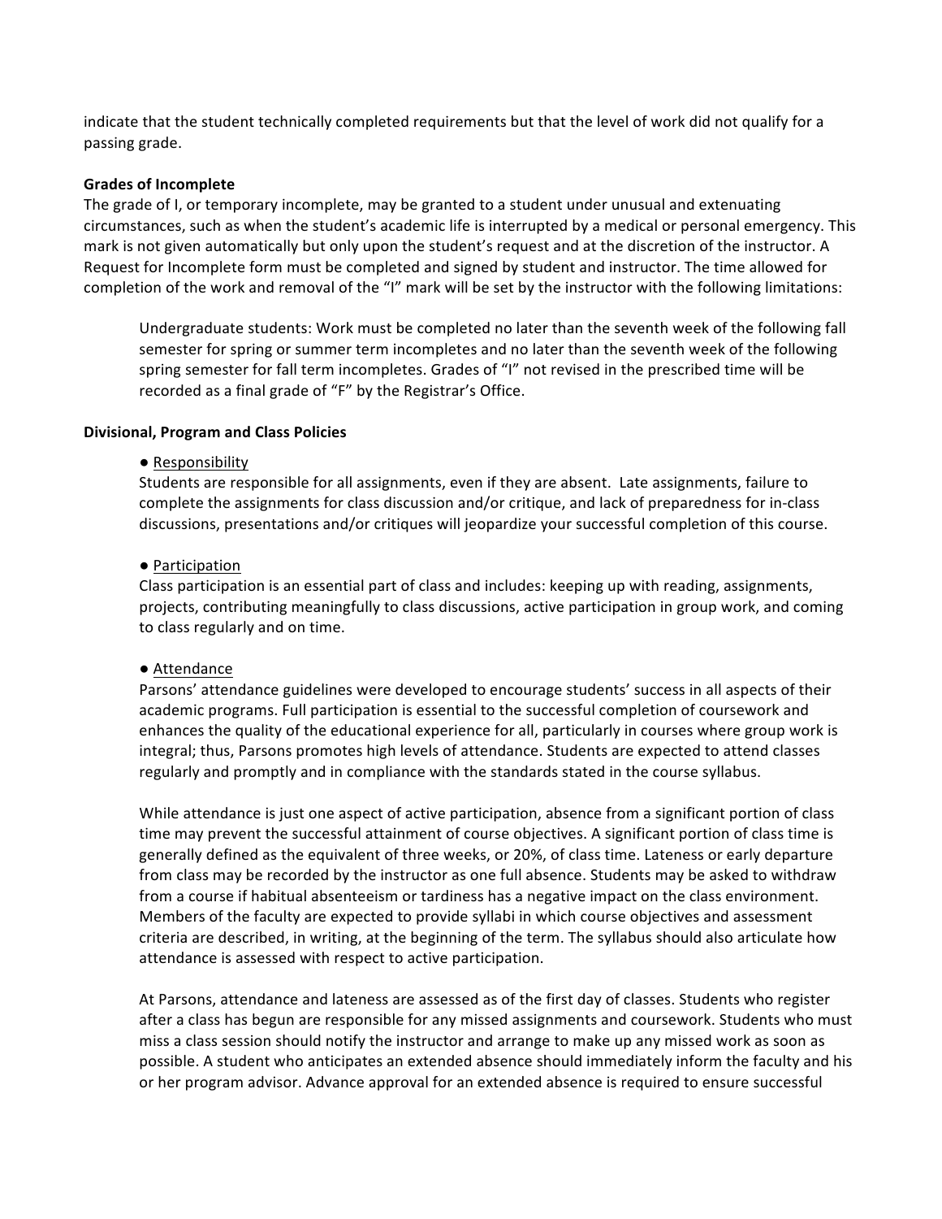indicate that the student technically completed requirements but that the level of work did not qualify for a passing grade.

**Grades of Incomplete**

The grade of I, or temporary incomplete, may be granted to a student under unusual and extenuating circumstances, such as when the student's academic life is interrupted by a medical or personal emergency. This mark is not given automatically but only upon the student's request and at the discretion of the instructor. A Request for Incomplete form must be completed and signed by student and instructor. The time allowed for completion of the work and removal of the "I" mark will be set by the instructor with the following limitations:

Undergraduate students: Work must be completed no later than the seventh week of the following fall semester for spring or summer term incompletes and no later than the seventh week of the following spring semester for fall term incompletes. Grades of "I" not revised in the prescribed time will be recorded as a final grade of "F" by the Registrar's Office.

**Divisional, Program and Class Policies**

● Responsibility

Students are responsible for all assignments, even if they are absent. Late assignments, failure to complete the assignments for class discussion and/or critique, and lack of preparedness for in-class discussions, presentations and/or critiques will jeopardize your successful completion of this course.

● Participation

Class participation is an essential part of class and includes: keeping up with reading, assignments, projects, contributing meaningfully to class discussions, active participation in group work, and coming to class regularly and on time.

● Attendance

Parsons' attendance guidelines were developed to encourage students' success in all aspects of their academic programs. Full participation is essential to the successful completion of coursework and enhances the quality of the educational experience for all, particularly in courses where group work is integral; thus, Parsons promotes high levels of attendance. Students are expected to attend classes regularly and promptly and in compliance with the standards stated in the course syllabus.

While attendance is just one aspect of active participation, absence from a significant portion of class time may prevent the successful attainment of course objectives. A significant portion of class time is generally defined as the equivalent of three weeks, or 20%, of class time. Lateness or early departure from class may be recorded by the instructor as one full absence. Students may be asked to withdraw from a course if habitual absenteeism or tardiness has a negative impact on the class environment. Members of the faculty are expected to provide syllabi in which course objectives and assessment criteria are described, in writing, at the beginning of the term. The syllabus should also articulate how attendance is assessed with respect to active participation.

At Parsons, attendance and lateness are assessed as of the first day of classes. Students who register after a class has begun are responsible for any missed assignments and coursework. Students who must miss a class session should notify the instructor and arrange to make up any missed work as soon as possible. A student who anticipates an extended absence should immediately inform the faculty and his or her program advisor. Advance approval for an extended absence is required to ensure successful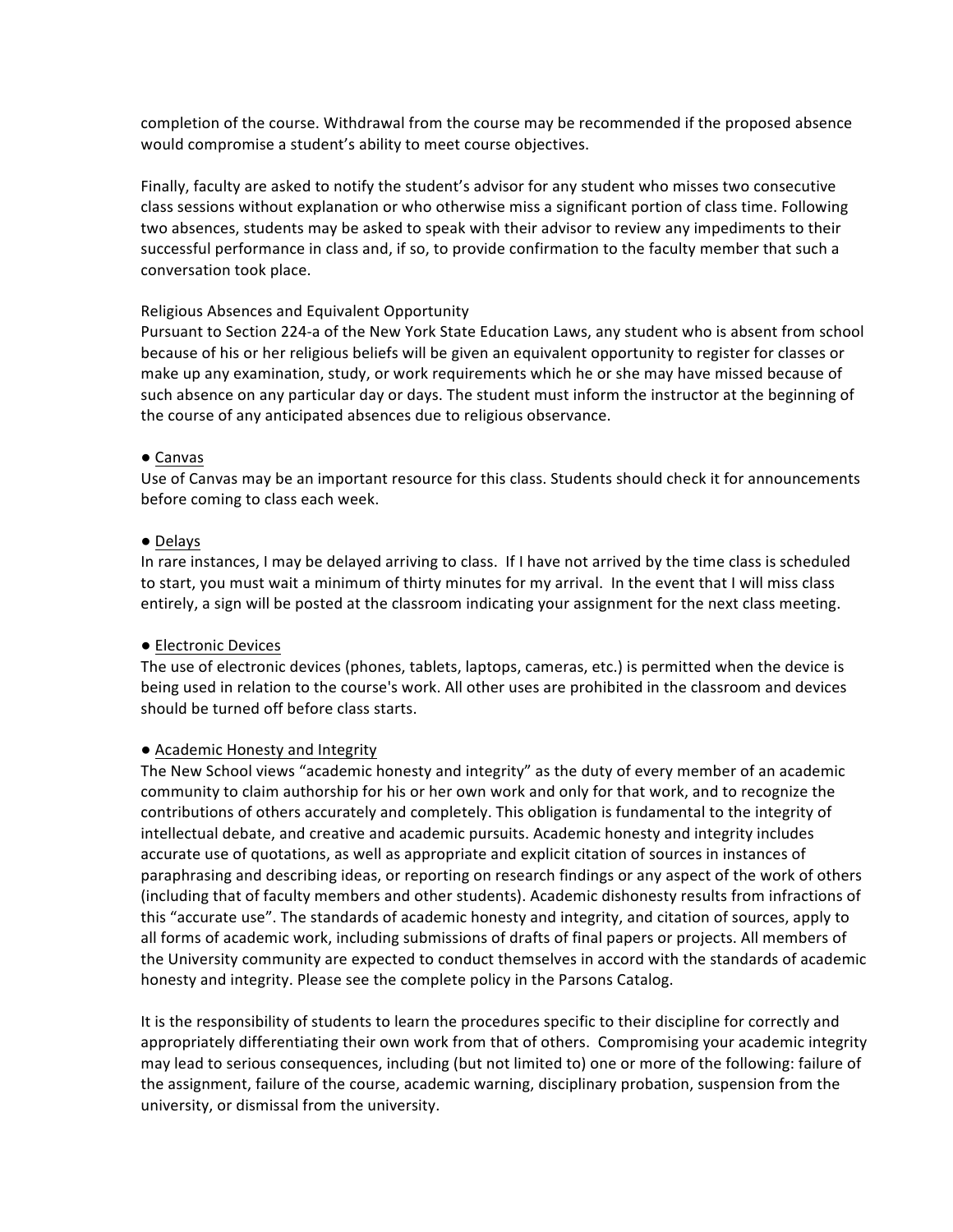completion of the course. Withdrawal from the course may be recommended if the proposed absence would compromise a student's ability to meet course objectives.

Finally, faculty are asked to notify the student's advisor for any student who misses two consecutive class sessions without explanation or who otherwise miss a significant portion of class time. Following two absences, students may be asked to speak with their advisor to review any impediments to their successful performance in class and, if so, to provide confirmation to the faculty member that such a conversation took place.

Religious Absences and Equivalent Opportunity
Pursuant to Section 224-a of the New York State Education Laws, any student who is absent from school because of his or her religious beliefs will be given an equivalent opportunity to register for classes or make up any examination, study, or work requirements which he or she may have missed because of such absence on any particular day or days. The student must inform the instructor at the beginning of the course of any anticipated absences due to religious observance.

● Canvas
Use of Canvas may be an important resource for this class. Students should check it for announcements before coming to class each week.

● Delays
In rare instances, I may be delayed arriving to class. If I have not arrived by the time class is scheduled to start, you must wait a minimum of thirty minutes for my arrival. In the event that I will miss class entirely, a sign will be posted at the classroom indicating your assignment for the next class meeting.

● Electronic Devices
The use of electronic devices (phones, tablets, laptops, cameras, etc.) is permitted when the device is being used in relation to the course's work. All other uses are prohibited in the classroom and devices should be turned off before class starts.

● Academic Honesty and Integrity
The New School views "academic honesty and integrity" as the duty of every member of an academic community to claim authorship for his or her own work and only for that work, and to recognize the contributions of others accurately and completely. This obligation is fundamental to the integrity of intellectual debate, and creative and academic pursuits. Academic honesty and integrity includes accurate use of quotations, as well as appropriate and explicit citation of sources in instances of paraphrasing and describing ideas, or reporting on research findings or any aspect of the work of others (including that of faculty members and other students). Academic dishonesty results from infractions of this "accurate use". The standards of academic honesty and integrity, and citation of sources, apply to all forms of academic work, including submissions of drafts of final papers or projects. All members of the University community are expected to conduct themselves in accord with the standards of academic honesty and integrity. Please see the complete policy in the Parsons Catalog.

It is the responsibility of students to learn the procedures specific to their discipline for correctly and appropriately differentiating their own work from that of others. Compromising your academic integrity may lead to serious consequences, including (but not limited to) one or more of the following: failure of the assignment, failure of the course, academic warning, disciplinary probation, suspension from the university, or dismissal from the university.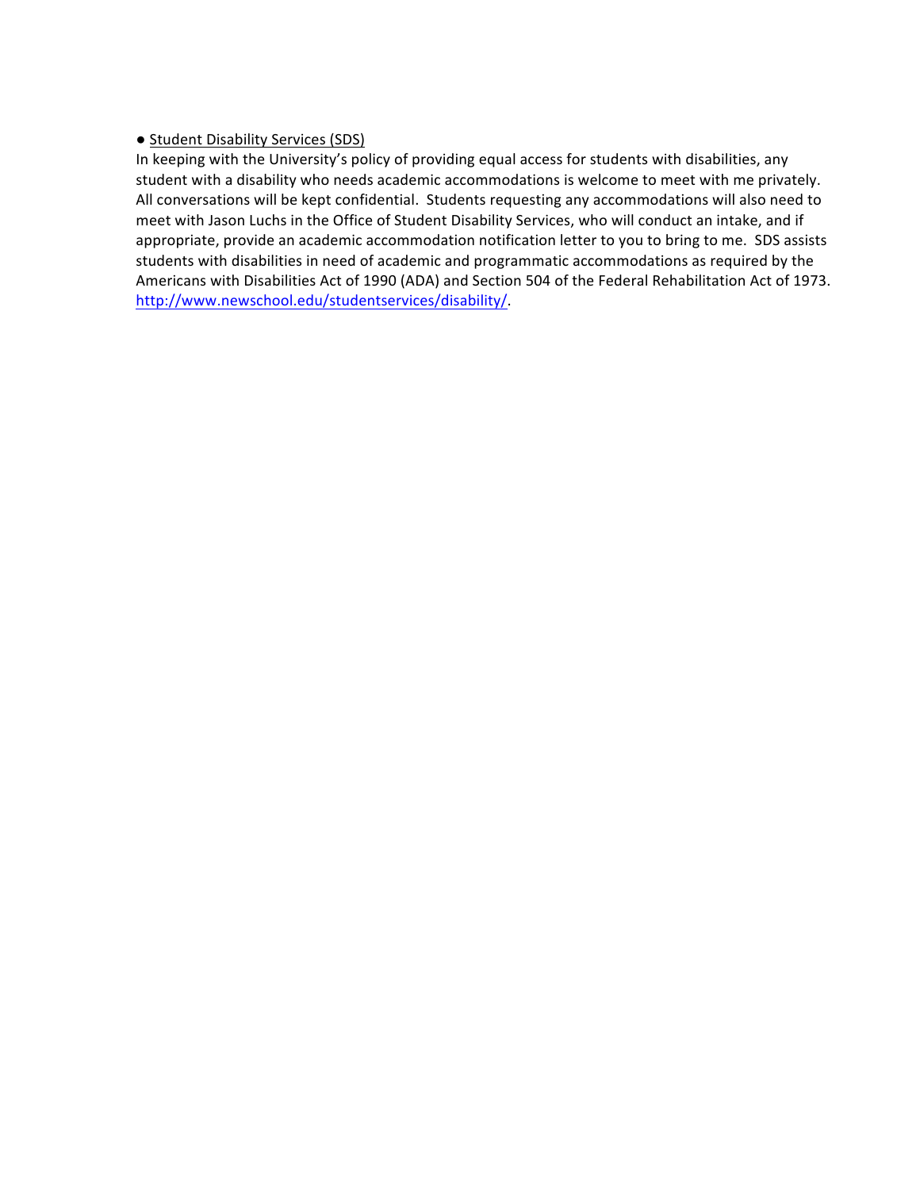● <u>Student Disability Services (SDS)</u>

In keeping with the University's policy of providing equal access for students with disabilities, any student with a disability who needs academic accommodations is welcome to meet with me privately. All conversations will be kept confidential. Students requesting any accommodations will also need to meet with Jason Luchs in the Office of Student Disability Services, who will conduct an intake, and if appropriate, provide an academic accommodation notification letter to you to bring to me. SDS assists students with disabilities in need of academic and programmatic accommodations as required by the Americans with Disabilities Act of 1990 (ADA) and Section 504 of the Federal Rehabilitation Act of 1973. http://www.newschool.edu/studentservices/disability/.